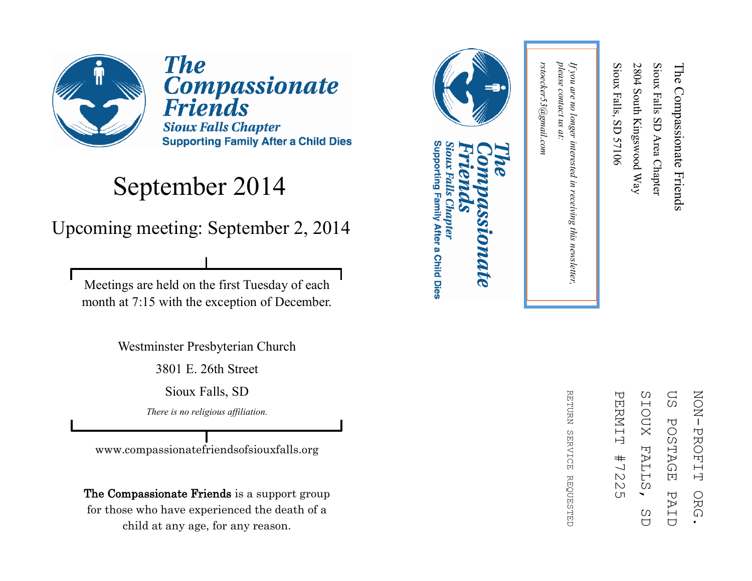# The Compassionate Friends

**Sioux Falls Chapter**

**Supporting Family After a Child Dies**

## September 2014

### Upcoming meeting: September 2, 2014

Meetings are held on the first Tuesday of each month at 7:15 with the exception of December.

Westminster Presbyterian Church

3801 E. 26th Street

Sioux Falls, SD

*There is no religious affiliation.*

www.compassionatefriendsofsiouxfalls.org

**The Compassionate Friends** is a support group for those who have experienced the death of a child at any age, for any reason.

---

The Compassionate Friends
Sioux Falls SD Area Chapter
2804 South Kingswood Way
Sioux Falls, SD 57106

NON-PROFIT ORG.
US POSTAGE PAID
SIOUX FALLS, SD
PERMIT #7225

RETURN SERVICE REQUESTED

**The Compassionate Friends**
**Sioux Falls Chapter**
**Supporting Family After a Child Dies**

*If you are no longer interested in receiving this newsletter, please contact us at: rstoecker53@gmail.com*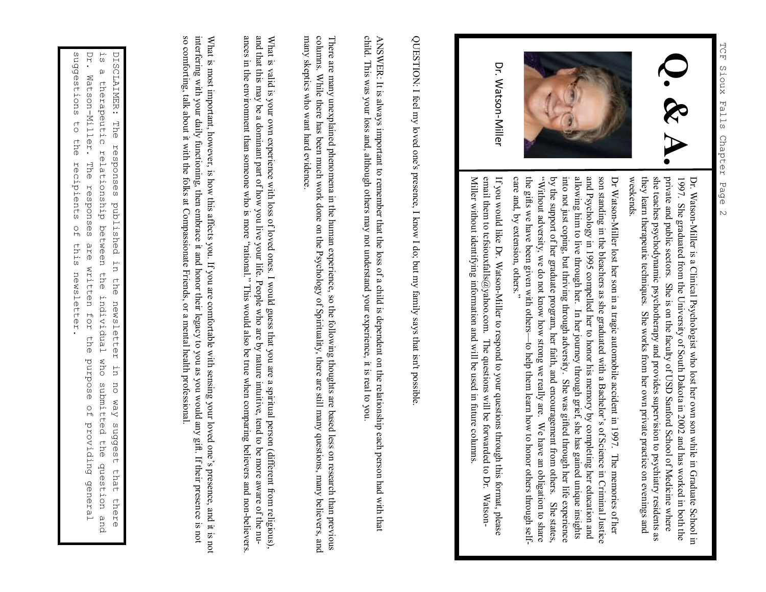# Q. & A.

Dr. Watson-Miller

Dr. Watson-Miller is a Clinical Psychologist who lost her own son while in Graduate School in 1997. She graduated from the University of South Dakota in 2002 and has worked in both the private and public sectors. She is on the faculty of USD Sanford School of Medicine where she teaches psychodynamic psychotherapy and provides supervision to psychiatry residents as they learn therapeutic techniques. She works from her own private practice on evenings and weekends.

Dr Watson-Miller lost her son in a tragic automobile accident in 1997. The memories of her son standing in the bleachers as she graduated with a Bachelor's of Science in Criminal Justice and Psychology in 1995 compelled her to honor his memory by completing her education and allowing him to live through her. In her journey through grief, she has gained unique insights into not just coping, but thriving through adversity. She was gifted through her life experience by the support of her graduate program, her faith, and encouragement from others. She states, "Without adversity, we do not know how strong we really are. We have an obligation to share the gifts we have been given with others—to help them learn how to honor others through self-care and, by extension, others."

If you would like Dr. Watson-Miller to respond to your questions through this format, please email them to tcfsiouxfalls@yahoo.com. The questions will be forwarded to Dr. Watson-Miller without identifying information and will be used in future columns.

QUESTION: I feel my loved one's presence, I know I do; but my family says that isn't possible.

ANSWER: It is always important to remember that the loss of a child is dependent on the relationship each person had with that child. This was your loss and, although others may not understand your experience, it is real to you.

There are many unexplained phenomena in the human experience, so the following thoughts are based less on research than previous columns. While there has been much work done on the Psychology of Spirituality, there are still many questions, many believers, and many skeptics who want hard evidence.

What is valid is your own experience with loss of loved ones. I would guess that you are a spiritual person (different from religious), and that this may be a dominant part of how you live your life. People who are by nature intuitive, tend to be more aware of the nuances in the environment than someone who is more "rational." This would also be true when comparing believers and non-believers.

What is most important, however, is how this affects you. If you are comfortable with sensing your loved one's presence, and it is not interfering with your daily functioning, then embrace it and honor their legacy to you as you would any gift. If their presence is not so comforting, talk about it with the folks at Compassionate Friends, or a mental health professional.

DISCLAIMER: The responses published in the newsletter in no way suggest that there is a therapeutic relationship between the individual who submitted the question and Dr. Watson-Miller. The responses are written for the purpose of providing general suggestions to the recipients of this newsletter.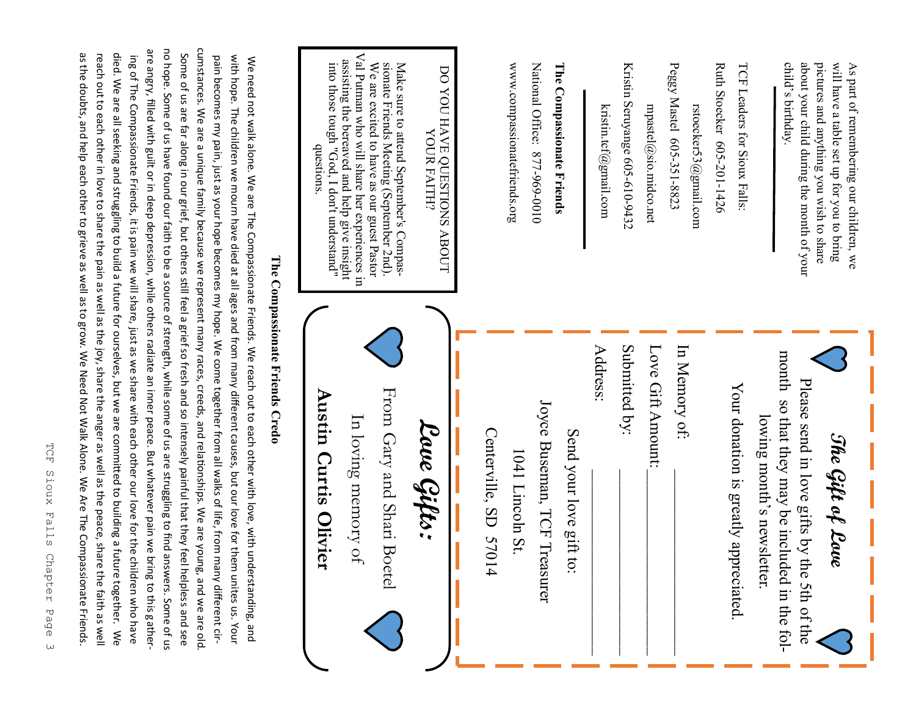As part of remembering our children, we will have a table set up for you to bring pictures and anything you wish to share about your child during the month of your child's birthday.

---

TCF Leaders for Sioux Falls:

Ruth Stoecker 605-201-1426

rstoecker53@gmail.com

Peggy Mastel 605-351-8823

mpastel@sio.midco.net

Kristin Seruyange 605-610-9432

kristin.tcf@gmail.com

---

**The Compassionate Friends**

National Office: 877-969-0010

www.compassionatefriends.org

DO YOU HAVE QUESTIONS ABOUT YOUR FAITH?

Make sure to attend September's Compassionate Friends Meeting (September 2nd). We are excited to have as our guest Pastor Val Puttman who will share her experiences in assisting the bereaved and help give insight into those tough "God, I don't understand" questions.

## The Compassionate Friends Credo

We need not walk alone. We are The Compassionate Friends. We reach out to each other with love, with understanding, and with hope. The children we mourn have died at all ages and from many different causes, but our love for them unites us. Your pain becomes my pain, just as your hope becomes my hope. We come together from all walks of life, from many different circumstances. We are a unique family because we represent many races, creeds, and relationships. We are young, and we are old. Some of us are far along in our grief, but others still feel a grief so fresh and so intensely painful that they feel helpless and see no hope. Some of us have found our faith to be a source of strength, while some of us are struggling to find answers. Some of us are angry, filled with guilt or in deep depression, while others radiate an inner peace. But whatever pain we bring to this gathering of The Compassionate Friends, it is pain we will share, just as we share with each other our love for the children who have died. We are all seeking and struggling to build a future for ourselves, but we are committed to building a future together. We reach out to each other in love to share the pain as well as the joy, share the anger as well as the peace, share the faith as well as the doubts, and help each other to grieve as well as to grow. We Need Not Walk Alone. We Are The Compassionate Friends.

## *The Gift of Love*

Please send in love gifts by the 5th of the month so that they may be included in the following month's newsletter.

Your donation is greatly appreciated.

In Memory of: ____________________

Love Gift Amount: ________________

Submitted by: ____________________

Address: ________________________

Send your love gift to:

Joyce Buseman, TCF Treasurer

1041 Lincoln St.

Centerville, SD 57014

## *Love Gifts:*

From Gary and Shari Boetel

In loving memory of

**Austin Curtis Olivier**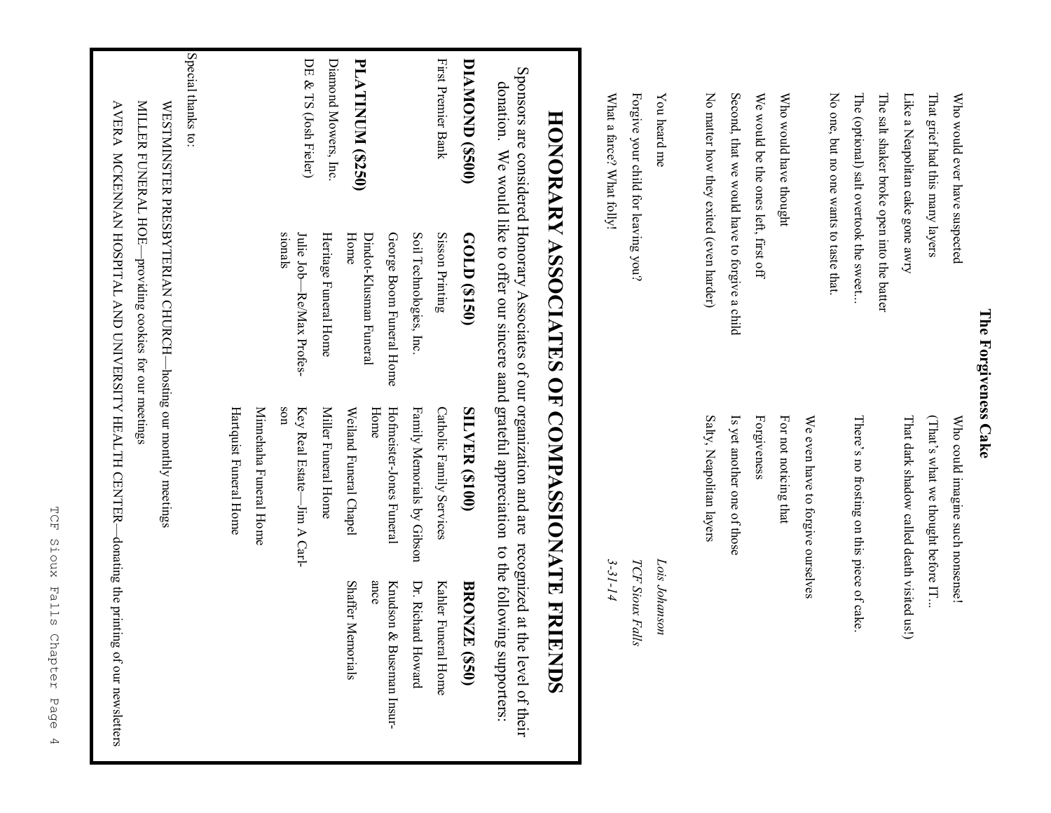### The Forgiveness Cake

Who would ever have suspected
That grief had this many layers
Like a Neapolitan cake gone awry
The salt shaker broke open into the batter
The (optional) salt overtook the sweet…
No one, but no one wants to taste that.

Who could imagine such nonsense!
(That's what we thought before IT…
That dark shadow called death visited us!)

There's no frosting on this piece of cake.

Who would have thought
We would be the ones left, first off
Second, that we would have to forgive a child
No matter how they exited (even harder)

We even have to forgive ourselves
For not noticing that
Forgiveness
Is yet another one of those
Salty, Neapolitan layers

You heard me
Forgive your child for leaving you?
What a farce? What folly!

*Lois Johanson*
*TCF Sioux Falls*
*3-31-14*

## HONORARY ASSOCIATES OF COMPASSIONATE FRIENDS

Sponsors are considered Honorary Associates of our organization and are recognized at the level of their donation. We would like to offer our sincere aand grateful appreciation to the following supporters:

| **DIAMOND ($500)** | **GOLD ($150)** | **SILVER ($100)** | **BRONZE ($50)** |
|---|---|---|---|
| First Premier Bank | Sisson Printing | Catholic Family Services | Kahler Funeral Home |
| | Soil Technologies, Inc. | Family Memorials by Gibson | Dr. Richard Howard |
| | George Boom Funeral Home | Hofmeister-Jones Funeral Home | Knudson & Buseman Insurance |
| **PLATINUM ($250)** | Dindot-Klusman Funeral Home | Weiland Funeral Chapel | Shaffer Memorials |
| Diamond Mowers, Inc. | Heritage Funeral Home | Miller Funeral Home | |
| DE & TS (Josh Fieler) | Julie Job—Re/Max Professionals | Key Real Estate—Jim A Carlson | |
| | | Minnehaha Funeral Home | |
| | | Hartquist Funeral Home | |

Special thanks to:

WESTMINSTER PRESBYTERIAN CHURCH—hosting our monthly meetings

MILLER FUNERAL HOE—providing cookies for our meetings

AVERA MCKENNAN HOSPITAL AND UNIVERSITY HEALTH CENTER—donating the printing of our newsletters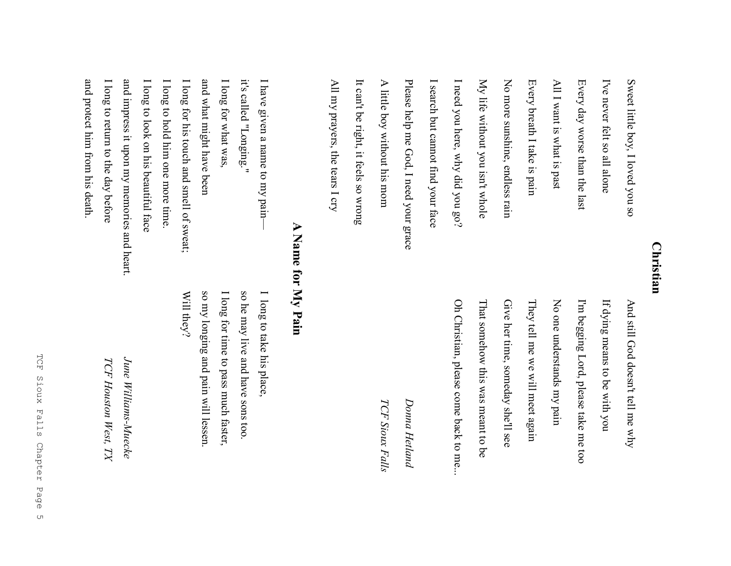## Christian

Sweet little boy, I loved you so

I've never felt so all alone

Every day worse than the last

All I want is what is past

Every breath I take is pain

No more sunshine, endless rain

My life without you isn't whole

I need you here, why did you go?

I search but cannot find your face

Please help me God, I need your grace

A little boy without his mom

It can't be right, it feels so wrong

All my prayers, the tears I cry

And still God doesn't tell me why

If dying means to be with you

I'm begging Lord, please take me too

No one understands my pain

They tell me we will meet again

Give her time, someday she'll see

That somehow this was meant to be

Oh Christian, please come back to me...

*Donna Hetland*

*TCF Sioux Falls*

## A Name for My Pain

I have given a name to my pain—
it's called "Longing."
I long for what was,
and what might have been
I long for his touch and smell of sweat;
I long to hold him one more time.
I long to look on his beautiful face
and impress it upon my memories and heart.
I long to return to the day before
and protect him from his death.

I long to take his place,
so he may live and have sons too.
I long for time to pass much faster,
so my longing and pain will lessen.
Will they?

*June Williams-Muecke*

*TCF Houston West, TX*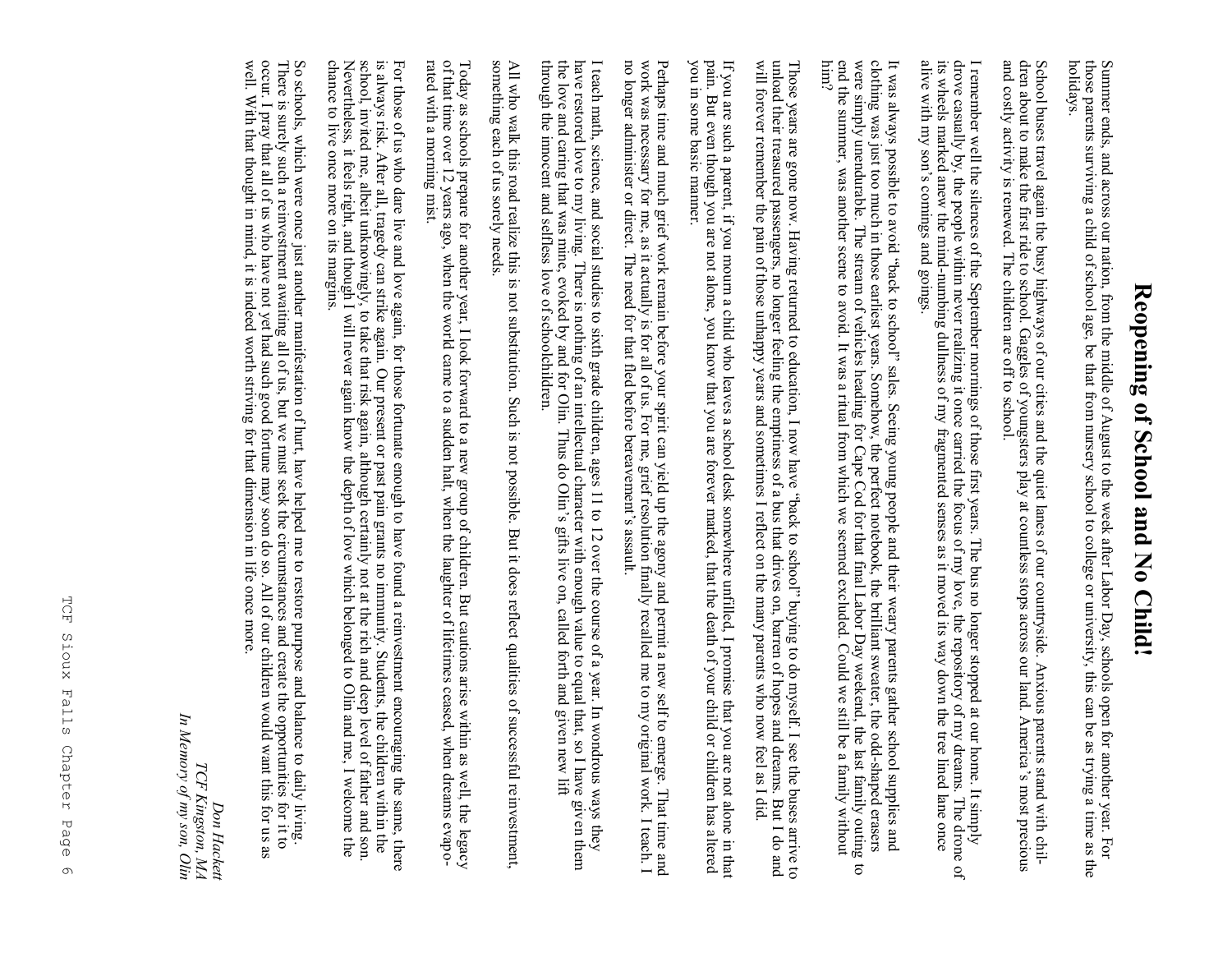# Reopening of School and No Child!

Summer ends, and across our nation, from the middle of August to the week after Labor Day, schools open for another year. For those parents surviving a child of school age, be that from nursery school to college or university, this can be as trying a time as the holidays.

School buses travel again the busy highways of our cities and the quiet lanes of our countryside. Anxious parents stand with children about to make the first ride to school. Gaggles of youngsters play at countless stops across our land. America's most precious and costly activity is renewed. The children are off to school.

I remember well the silences of the September mornings of those first years. The bus no longer stopped at our home. It simply drove casually by, the people within never realizing it once carried the focus of my love, the repository of my dreams. The drone of its wheels marked anew the mind-numbing dullness of my fragmented senses as it moved its way down the tree lined lane once alive with my son's comings and goings.

It was always possible to avoid "back to school" sales. Seeing young people and their weary parents gather school supplies and clothing was just too much in those earliest years. Somehow, the perfect notebook, the brilliant sweater, the odd-shaped erasers were simply unendurable. The stream of vehicles heading for Cape Cod for that final Labor Day weekend, the last family outing to end the summer, was another scene to avoid. It was a ritual from which we seemed excluded. Could we still be a family without him?

Those years are gone now. Having returned to education, I now have "back to school" buying to do myself. I see the buses arrive to unload their treasured passengers, no longer feeling the emptiness of a bus that drives on, barren of hopes and dreams. But I do and will forever remember the pain of those unhappy years and sometimes I reflect on the many parents who now feel as I did.

If you are such a parent, if you mourn a child who leaves a school desk somewhere unfilled, I promise that you are not alone in that pain. But even though you are not alone, you know that you are forever marked, that the death of your child or children has altered you in some basic manner.

Perhaps time and much grief work remain before your spirit can yield up the agony and permit a new self to emerge. That time and work was necessary for me, as it actually is for all of us. For me, grief resolution finally recalled me to my original work. I teach. I no longer administer or direct. The need for that fled before bereavement's assault.

I teach math, science, and social studies to sixth grade children, ages 11 to 12 over the course of a year. In wondrous ways they have restored love to my living. There is nothing of an intellectual character with enough value to equal that, so I have given them the love and caring that was mine, evoked by and for Olin. Thus do Olin's gifts live on, called forth and given new life through the innocent and selfless love of schoolchildren.

All who walk this road realize this is not substitution. Such is not possible. But it does reflect qualities of successful reinvestment, something each of us sorely needs.

Today as schools prepare for another year, I look forward to a new group of children. But cautions arise within as well, the legacy of that time over 12 years ago, when the world came to a sudden halt, when the laughter of lifetimes ceased, when dreams evaporated with a morning mist.

For those of us who dare live and love again, for those fortunate enough to have found a reinvestment encouraging the same, there is always risk. After all, tragedy can strike again. Our present or past pain grants no immunity. Students, the children within the school, invited me, albeit unknowingly, to take that risk again, although certainly not at the rich and deep level of father and son. Nevertheless, it feels right, and though I will never again know the depth of love which belonged to Olin and me, I welcome the chance to live once more on its margins.

So schools, which were once just another manifestation of hurt, have helped me to restore purpose and balance to daily living. There is surely such a reinvestment awaiting all of us, but we must seek the circumstances and create the opportunities for it to occur. I pray that all of us who have not yet had such good fortune may soon do so. All of our children would want this for us as well. With that thought in mind, it is indeed worth striving for that dimension in life once more.

*Don Hackett*
*TCF Kingston, MA*
*In Memory of my son, Olin*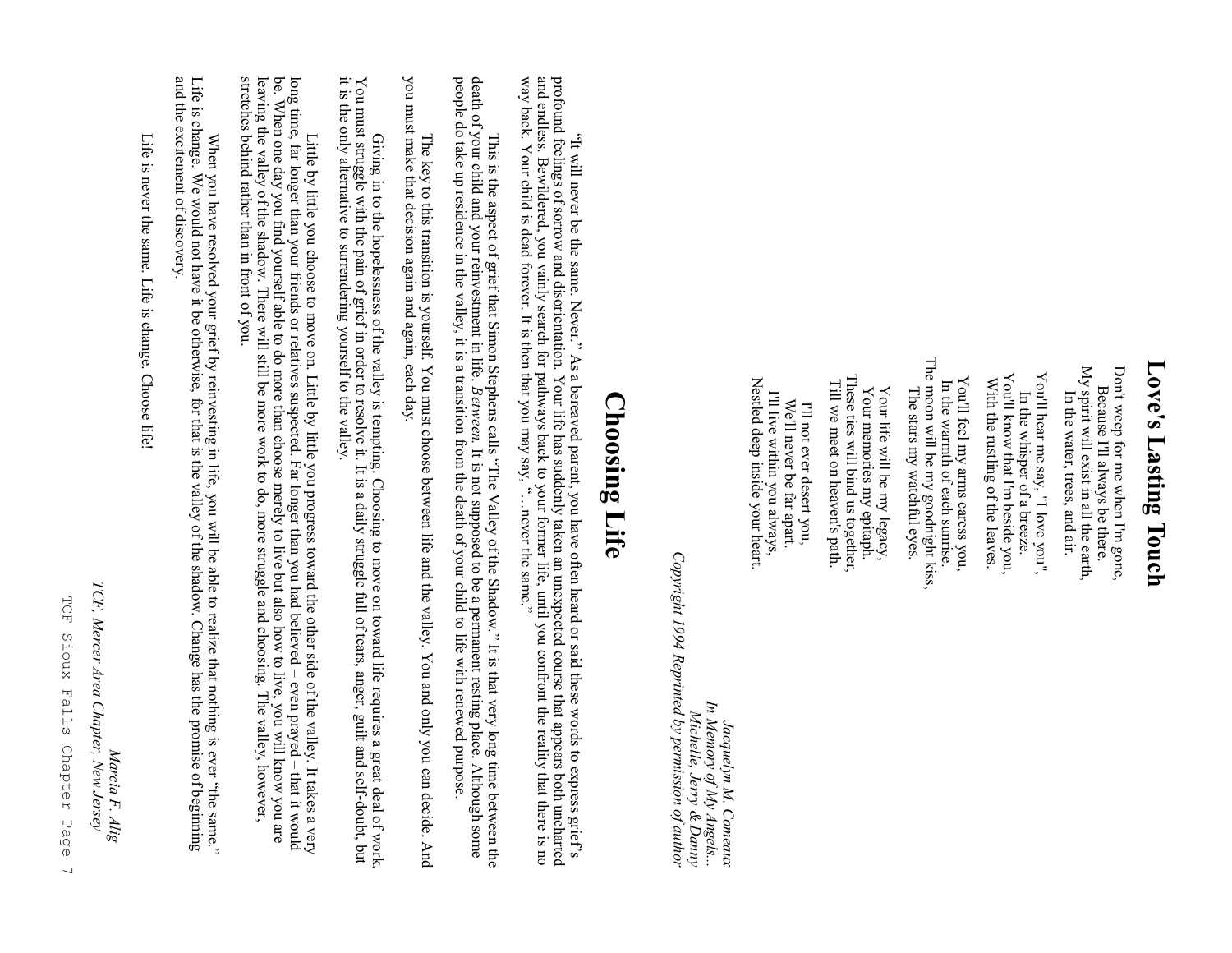# Love's Lasting Touch

Don't weep for me when I'm gone,
Because I'll always be there.
My spirit will exist in all the earth,
In the water, trees, and air.

You'll hear me say, "I love you",
In the whisper of a breeze.
You'll know that I'm beside you,
With the rustling of the leaves.

You'll feel my arms caress you,
In the warmth of each sunrise.
The moon will be my goodnight kiss,
The stars my watchful eyes.

Your life will be my legacy,
Your memories my epitaph.
These ties will bind us together,
Till we meet on heaven's path.

I'll not ever desert you,
We'll never be far apart.
I'll live within you always,
Nestled deep inside your heart.

*Jacquelyn M. Comeaux*
*In Memory of My Angels…*
*Michelle, Jerry & Danny*
*Copyright 1994 Reprinted by permission of author*

# Choosing Life

"It will never be the same. Never." As a bereaved parent, you have often heard or said these words to express grief's profound feelings of sorrow and disorientation. Your life has suddenly taken an unexpected course that appears both uncharted and endless. Bewildered, you vainly search for pathways back to your former life, until you confront the reality that there is no way back. Your child is dead forever. It is then that you may say, "…never the same."

This is the aspect of grief that Simon Stephens calls "The Valley of the Shadow." It is that very long time between the death of your child and your reinvestment in life. *Between.* It is not supposed to be a permanent resting place. Although some people do take up residence in the valley, it is a transition from the death of your child to life with renewed purpose.

The key to this transition is yourself. You must choose between life and the valley. You and only you can decide. And you must make that decision again and again, each day.

Giving in to the hopelessness of the valley is tempting. Choosing to move on toward life requires a great deal of work. You must struggle with the pain of grief in order to resolve it. It is a daily struggle full of tears, anger, guilt and self-doubt, but it is the only alternative to surrendering yourself to the valley.

Little by little you choose to move on. Little by little you progress toward the other side of the valley. It takes a very long time, far longer than your friends or relatives suspected. Far longer than you had believed – even prayed – that it would be. When one day you find yourself able to do more than choose merely to live but also how to live, you will know you are leaving the valley of the shadow. There will still be more work to do, more struggle and choosing. The valley, however, stretches behind rather than in front of you.

When you have resolved your grief by reinvesting in life, you will be able to realize that nothing is ever "the same." Life is change. We would not have it be otherwise, for that is the valley of the shadow. Change has the promise of beginning and the excitement of discovery.

Life is never the same. Life is change. Choose life!

*Marcia F. Alig*
*TCF, Mercer Area Chapter, New Jersey*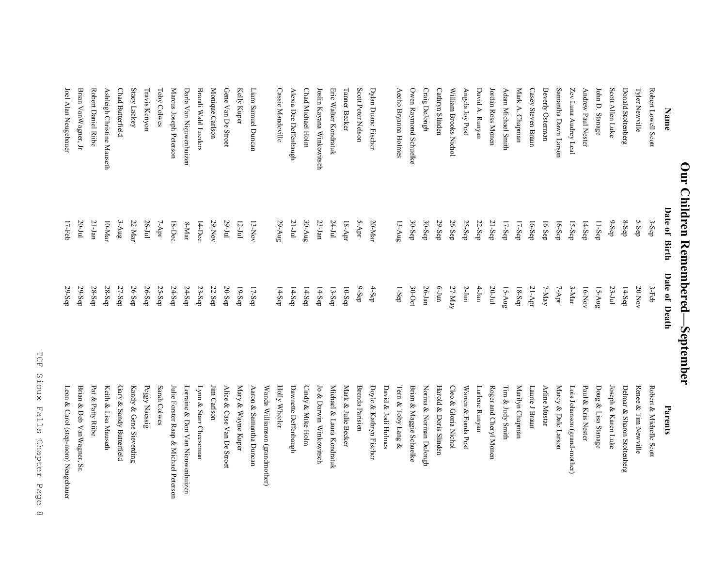# Our Children Remembered—September

| Name | Date of Birth | Date of Death | Parents |
|---|---|---|---|
| Robert Lowell Scott | 3-Sep | 3-Feb | Robert & Michelle Scott |
| Tyler Newville | 5-Sep | 20-Nov | Renee & Tim Newville |
| Donald Stoltenberg | 8-Sep | 14-Sep | Delmar & Sharon Stoltenberg |
| Scott Allen Luke | 9-Sep | 23-Jul | Joseph & Karen Luke |
| John D. Stange | 11-Sep | 15-Aug | Doug & Lisa Stange |
| Andrew Paul Nester | 14-Sep | 16-Nov | Paul & Kris Nester |
| Zev Luna Audrey Leal | 15-Sep | 3-Mar | Lois Johanson (grand-mother) |
| Samantha Dawn Larson | 16-Sep | 7-Apr | Marcy & Dale Larson |
| Beverly Osterman | 16-Sep | 7-May | Arline Mustar |
| Casey Steven Braun | 16-Sep | 21-Apr | Laurie J Braun |
| Mark A. Chapman | 17-Sep | 18-Sep | Marilyn Chapman |
| Adam Michael Smith | 17-Sep | 15-Aug | Tim & Judy Smith |
| Jordan Ross Monen | 21-Sep | 20-Jul | Roger and Cheryl Monen |
| David A. Runyan | 22-Sep | 4-Jan | Lurlene Runyan |
| Angela Joy Post | 25-Sep | 2-Jun | Warren & Fonda Post |
| Cathryn Slinden | 29-Sep | 6-Jun | Harold & Doris Slinden |
| William Brooks Nichol | 26-Sep | 27-May | Cleo & Gloria Nichol |
| Craig DeJongh | 30-Sep | 26-Jan | Norma & Norman DeJongh |
| Owen Raymond Schuelke | 30-Sep | 30-Oct | Brian & Maggie Schuelke |
| Aecho Bryanna Holmes | 13-Aug | 1-Sep | Terri & Toby Lang & |
| | | | David & Jodi Holmes |
| Dylan Duane Fischer | 20-Mar | 4-Sep | Doyle & Kathryn Fischer |
| Scott Peter Nelson | 5-Apr | 9-Sep | Brenda Parisien |
| Tanner Becker | 18-Apr | 10-Sep | Mark & Julie Becker |
| Eric Walter Kondratuk | 24-Jul | 13-Sep | Michael & Laura Kondratuk |
| Joslin Kayana Winkowitsch | 23-Jan | 14-Sep | Jo & Darwin Winkowitsch |
| Chad Michael Holm | 30-Aug | 14-Sep | Cindy & Mike Holm |
| Alexia Dee Deffenbaugh | 21-Jul | 14-Sep | Dawnette Deffenbaugh |
| Cassie Mandeville | 29-Aug | 14-Sep | Holly Wheeler |
| | | | Wanda Williamson (grandmother) |
| Liam Samuel Duncan | 13-Nov | 17-Sep | Aaron & Samantha Duncan |
| Kelly Kuper | 12-Jul | 19-Sep | Mary & Wayne Kuper |
| Gene Van De Stroet | 29-Jul | 20-Sep | Alice & Case Van De Stroet |
| Monique Carlson | 29-Nov | 22-Sep | Jim Carlson |
| Brandi Wahl Lueders | 14-Dec | 23-Sep | Lynn & Starr Cheeseman |
| Darla Van Nieuwenhuizen | 8-Mar | 24-Sep | Lorraine & Don Van Nieuwenhuizen |
| Marcus Joseph Peterson | 18-Dec | 24-Sep | Julie Forster Raap & Michael Peterson |
| Toby Colwes | 7-Apr | 25-Sep | Sarah Colwes |
| Travis Kenyon | 26-Jul | 26-Sep | Peggy Naessig |
| Stacy Lackey | 22-Mar | 26-Sep | Kandy & Gene Sieverding |
| Chad Butterfield | 3-Aug | 27-Sep | Gary & Sandy Butterfield |
| Ashleigh Christine Mauseth | 10-Mar | 28-Sep | Keith & Lisa Mauseth |
| Robert Daniel Riibe | 21-Jan | 28-Sep | Pat & Patty Riibe |
| Brian VanWagner, Jr | 20-Jul | 29-Sep | Brian & Deb VanWagner, Sr. |
| Joel Alan Neugebauer | 17-Feb | 29-Sep | Leon & Carol (step-mom) Neugebauer |